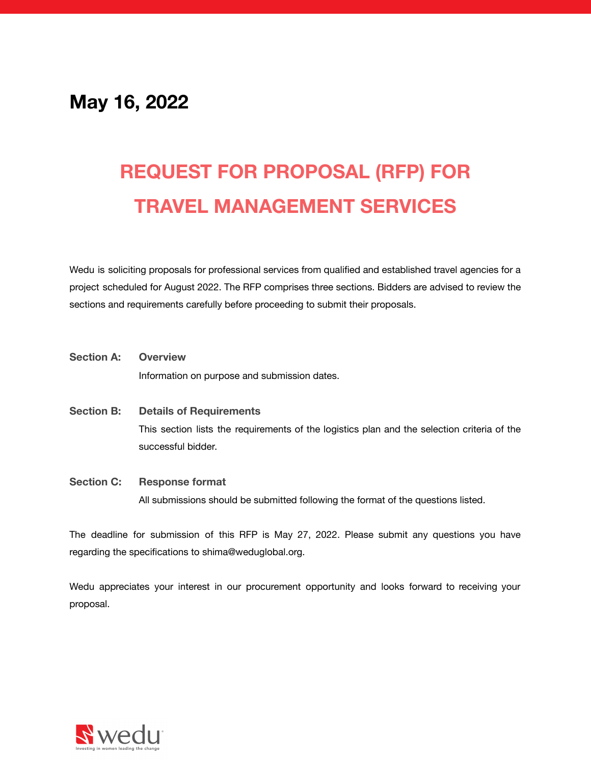**May 16, 2022**

# REQUEST FOR PROPOSAL (RFP) FOR TRAVEL MANAGEMENT SERVICES

Wedu is soliciting proposals for professional services from qualified and established travel agencies for a project scheduled for August 2022. The RFP comprises three sections. Bidders are advised to review the sections and requirements carefully before proceeding to submit their proposals.

**Section A: Overview**
Information on purpose and submission dates.

**Section B: Details of Requirements**
This section lists the requirements of the logistics plan and the selection criteria of the successful bidder.

**Section C: Response format**
All submissions should be submitted following the format of the questions listed.

The deadline for submission of this RFP is May 27, 2022. Please submit any questions you have regarding the specifications to shima@weduglobal.org.

Wedu appreciates your interest in our procurement opportunity and looks forward to receiving your proposal.

wedu
Investing in women leading the change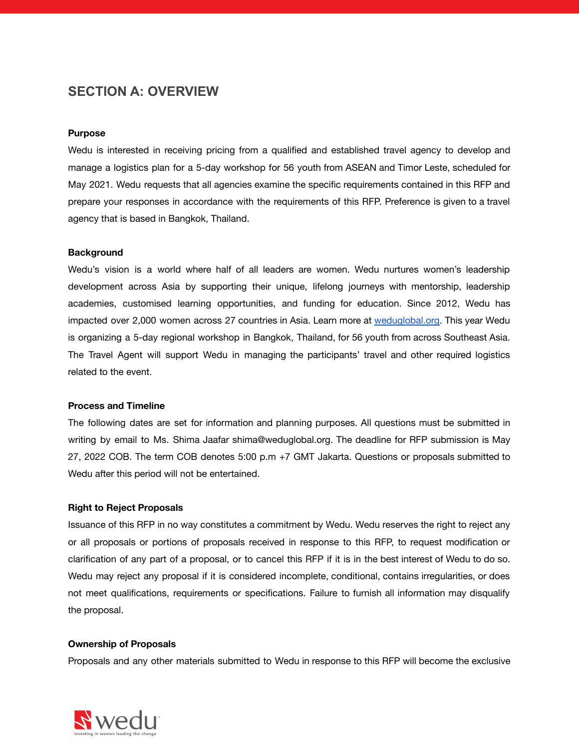## SECTION A: OVERVIEW

**Purpose**

Wedu is interested in receiving pricing from a qualified and established travel agency to develop and manage a logistics plan for a 5-day workshop for 56 youth from ASEAN and Timor Leste, scheduled for May 2021. Wedu requests that all agencies examine the specific requirements contained in this RFP and prepare your responses in accordance with the requirements of this RFP. Preference is given to a travel agency that is based in Bangkok, Thailand.

**Background**

Wedu's vision is a world where half of all leaders are women. Wedu nurtures women's leadership development across Asia by supporting their unique, lifelong journeys with mentorship, leadership academies, customised learning opportunities, and funding for education. Since 2012, Wedu has impacted over 2,000 women across 27 countries in Asia. Learn more at [weduglobal.org](weduglobal.org). This year Wedu is organizing a 5-day regional workshop in Bangkok, Thailand, for 56 youth from across Southeast Asia. The Travel Agent will support Wedu in managing the participants' travel and other required logistics related to the event.

**Process and Timeline**

The following dates are set for information and planning purposes. All questions must be submitted in writing by email to Ms. Shima Jaafar shima@weduglobal.org. The deadline for RFP submission is May 27, 2022 COB. The term COB denotes 5:00 p.m +7 GMT Jakarta. Questions or proposals submitted to Wedu after this period will not be entertained.

**Right to Reject Proposals**

Issuance of this RFP in no way constitutes a commitment by Wedu. Wedu reserves the right to reject any or all proposals or portions of proposals received in response to this RFP, to request modification or clarification of any part of a proposal, or to cancel this RFP if it is in the best interest of Wedu to do so. Wedu may reject any proposal if it is considered incomplete, conditional, contains irregularities, or does not meet qualifications, requirements or specifications. Failure to furnish all information may disqualify the proposal.

**Ownership of Proposals**

Proposals and any other materials submitted to Wedu in response to this RFP will become the exclusive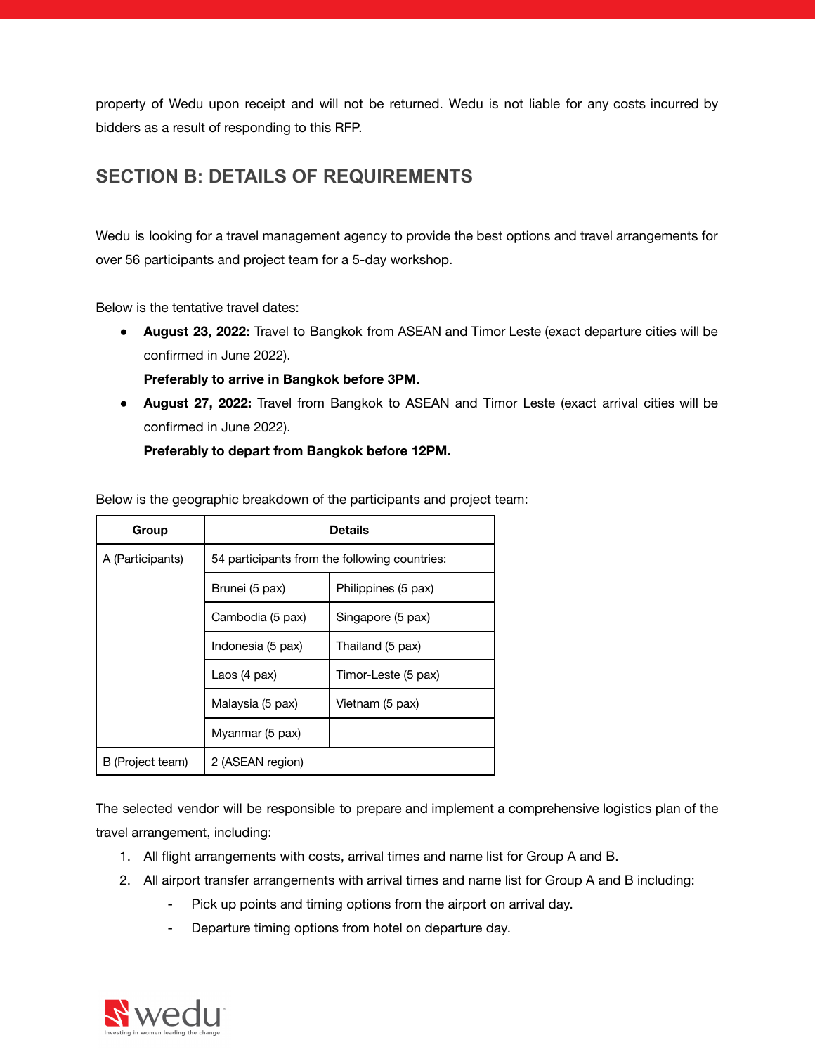property of Wedu upon receipt and will not be returned. Wedu is not liable for any costs incurred by bidders as a result of responding to this RFP.

## SECTION B: DETAILS OF REQUIREMENTS

Wedu is looking for a travel management agency to provide the best options and travel arrangements for over 56 participants and project team for a 5-day workshop.

Below is the tentative travel dates:

- **August 23, 2022:** Travel to Bangkok from ASEAN and Timor Leste (exact departure cities will be confirmed in June 2022).
  **Preferably to arrive in Bangkok before 3PM.**
- **August 27, 2022:** Travel from Bangkok to ASEAN and Timor Leste (exact arrival cities will be confirmed in June 2022).
  **Preferably to depart from Bangkok before 12PM.**

Below is the geographic breakdown of the participants and project team:

| Group | Details | |
|---|---|---|
| A (Participants) | 54 participants from the following countries: | |
| | Brunei (5 pax) | Philippines (5 pax) |
| | Cambodia (5 pax) | Singapore (5 pax) |
| | Indonesia (5 pax) | Thailand (5 pax) |
| | Laos (4 pax) | Timor-Leste (5 pax) |
| | Malaysia (5 pax) | Vietnam (5 pax) |
| | Myanmar (5 pax) | |
| B (Project team) | 2 (ASEAN region) | |

The selected vendor will be responsible to prepare and implement a comprehensive logistics plan of the travel arrangement, including:

1. All flight arrangements with costs, arrival times and name list for Group A and B.
2. All airport transfer arrangements with arrival times and name list for Group A and B including:
   - Pick up points and timing options from the airport on arrival day.
   - Departure timing options from hotel on departure day.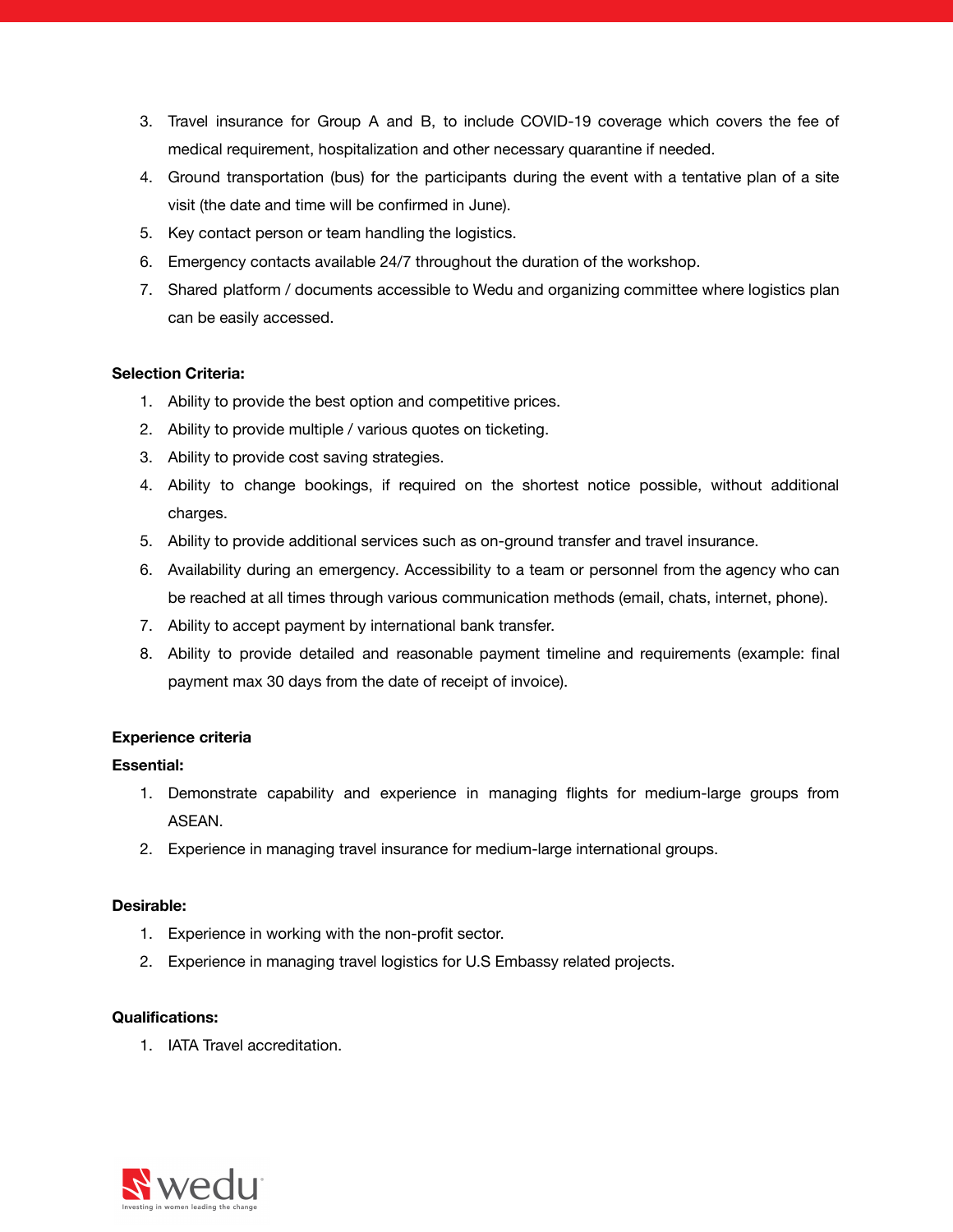3. Travel insurance for Group A and B, to include COVID-19 coverage which covers the fee of medical requirement, hospitalization and other necessary quarantine if needed.
4. Ground transportation (bus) for the participants during the event with a tentative plan of a site visit (the date and time will be confirmed in June).
5. Key contact person or team handling the logistics.
6. Emergency contacts available 24/7 throughout the duration of the workshop.
7. Shared platform / documents accessible to Wedu and organizing committee where logistics plan can be easily accessed.

**Selection Criteria:**

1. Ability to provide the best option and competitive prices.
2. Ability to provide multiple / various quotes on ticketing.
3. Ability to provide cost saving strategies.
4. Ability to change bookings, if required on the shortest notice possible, without additional charges.
5. Ability to provide additional services such as on-ground transfer and travel insurance.
6. Availability during an emergency. Accessibility to a team or personnel from the agency who can be reached at all times through various communication methods (email, chats, internet, phone).
7. Ability to accept payment by international bank transfer.
8. Ability to provide detailed and reasonable payment timeline and requirements (example: final payment max 30 days from the date of receipt of invoice).

**Experience criteria**

**Essential:**

1. Demonstrate capability and experience in managing flights for medium-large groups from ASEAN.
2. Experience in managing travel insurance for medium-large international groups.

**Desirable:**

1. Experience in working with the non-profit sector.
2. Experience in managing travel logistics for U.S Embassy related projects.

**Qualifications:**

1. IATA Travel accreditation.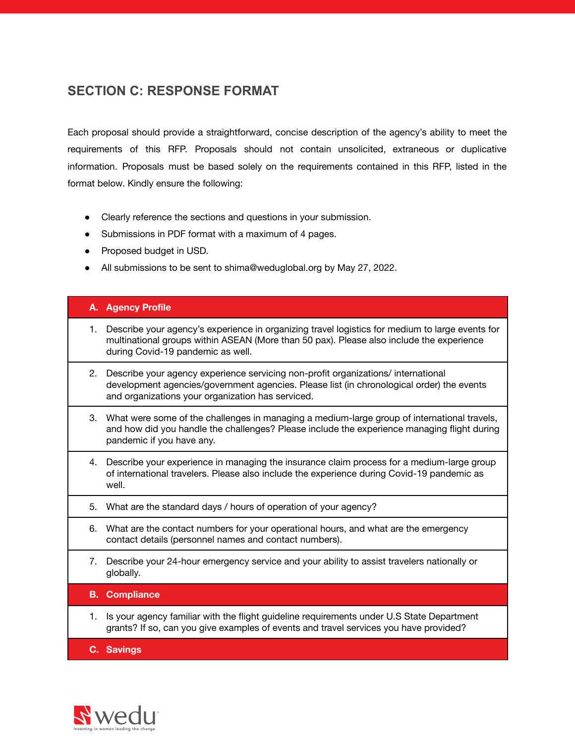## SECTION C: RESPONSE FORMAT

Each proposal should provide a straightforward, concise description of the agency's ability to meet the requirements of this RFP. Proposals should not contain unsolicited, extraneous or duplicative information. Proposals must be based solely on the requirements contained in this RFP, listed in the format below. Kindly ensure the following:

- Clearly reference the sections and questions in your submission.
- Submissions in PDF format with a maximum of 4 pages.
- Proposed budget in USD.
- All submissions to be sent to shima@weduglobal.org by May 27, 2022.

| **A. Agency Profile** |
|---|
| 1. Describe your agency's experience in organizing travel logistics for medium to large events for multinational groups within ASEAN (More than 50 pax). Please also include the experience during Covid-19 pandemic as well. |
| 2. Describe your agency experience servicing non-profit organizations/ international development agencies/government agencies. Please list (in chronological order) the events and organizations your organization has serviced. |
| 3. What were some of the challenges in managing a medium-large group of international travels, and how did you handle the challenges? Please include the experience managing flight during pandemic if you have any. |
| 4. Describe your experience in managing the insurance claim process for a medium-large group of international travelers. Please also include the experience during Covid-19 pandemic as well. |
| 5. What are the standard days / hours of operation of your agency? |
| 6. What are the contact numbers for your operational hours, and what are the emergency contact details (personnel names and contact numbers). |
| 7. Describe your 24-hour emergency service and your ability to assist travelers nationally or globally. |
| **B. Compliance** |
| 1. Is your agency familiar with the flight guideline requirements under U.S State Department grants? If so, can you give examples of events and travel services you have provided? |
| **C. Savings** |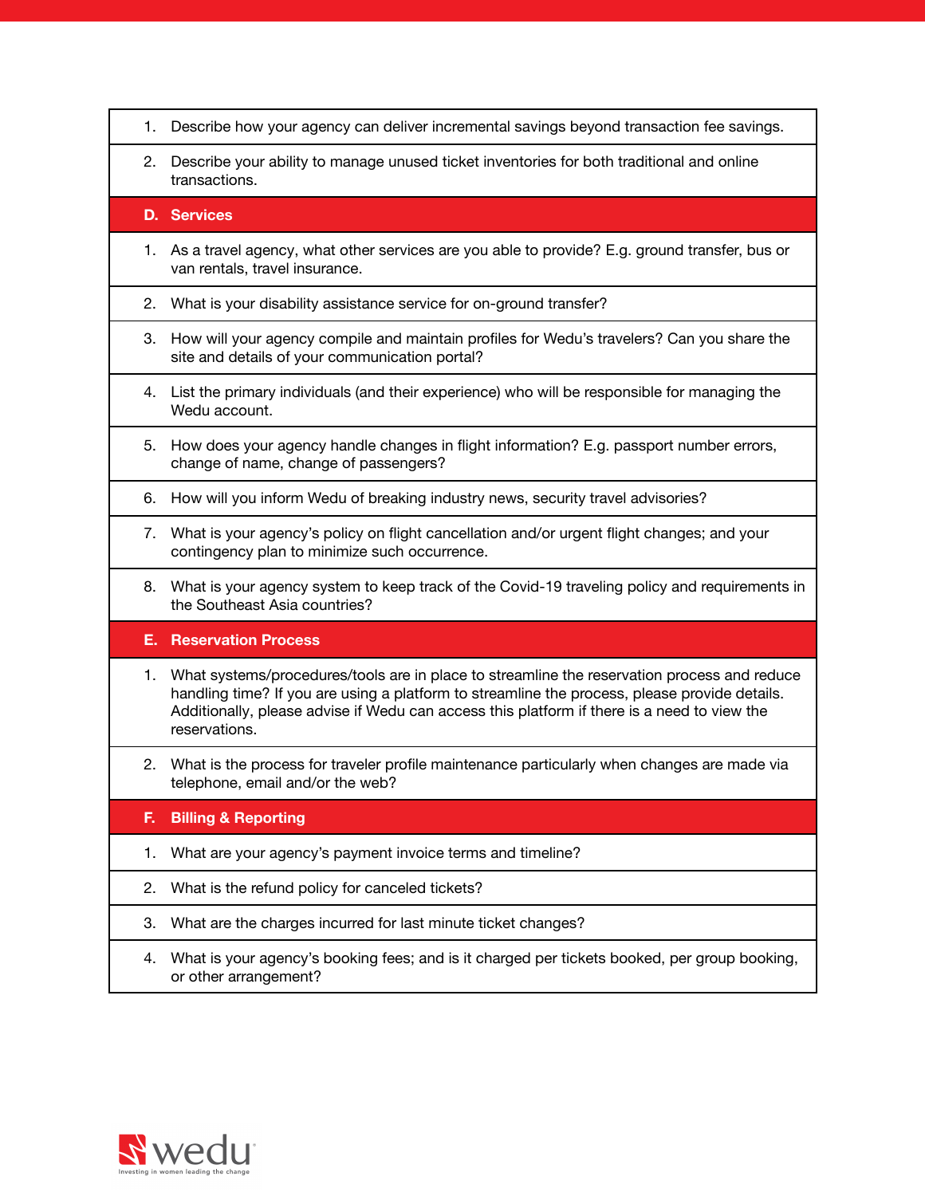| |
|---|
| 1. Describe how your agency can deliver incremental savings beyond transaction fee savings. |
| 2. Describe your ability to manage unused ticket inventories for both traditional and online transactions. |
| **D. Services** |
| 1. As a travel agency, what other services are you able to provide? E.g. ground transfer, bus or van rentals, travel insurance. |
| 2. What is your disability assistance service for on-ground transfer? |
| 3. How will your agency compile and maintain profiles for Wedu's travelers? Can you share the site and details of your communication portal? |
| 4. List the primary individuals (and their experience) who will be responsible for managing the Wedu account. |
| 5. How does your agency handle changes in flight information? E.g. passport number errors, change of name, change of passengers? |
| 6. How will you inform Wedu of breaking industry news, security travel advisories? |
| 7. What is your agency's policy on flight cancellation and/or urgent flight changes; and your contingency plan to minimize such occurrence. |
| 8. What is your agency system to keep track of the Covid-19 traveling policy and requirements in the Southeast Asia countries? |
| **E. Reservation Process** |
| 1. What systems/procedures/tools are in place to streamline the reservation process and reduce handling time? If you are using a platform to streamline the process, please provide details. Additionally, please advise if Wedu can access this platform if there is a need to view the reservations. |
| 2. What is the process for traveler profile maintenance particularly when changes are made via telephone, email and/or the web? |
| **F. Billing & Reporting** |
| 1. What are your agency's payment invoice terms and timeline? |
| 2. What is the refund policy for canceled tickets? |
| 3. What are the charges incurred for last minute ticket changes? |
| 4. What is your agency's booking fees; and is it charged per tickets booked, per group booking, or other arrangement? |